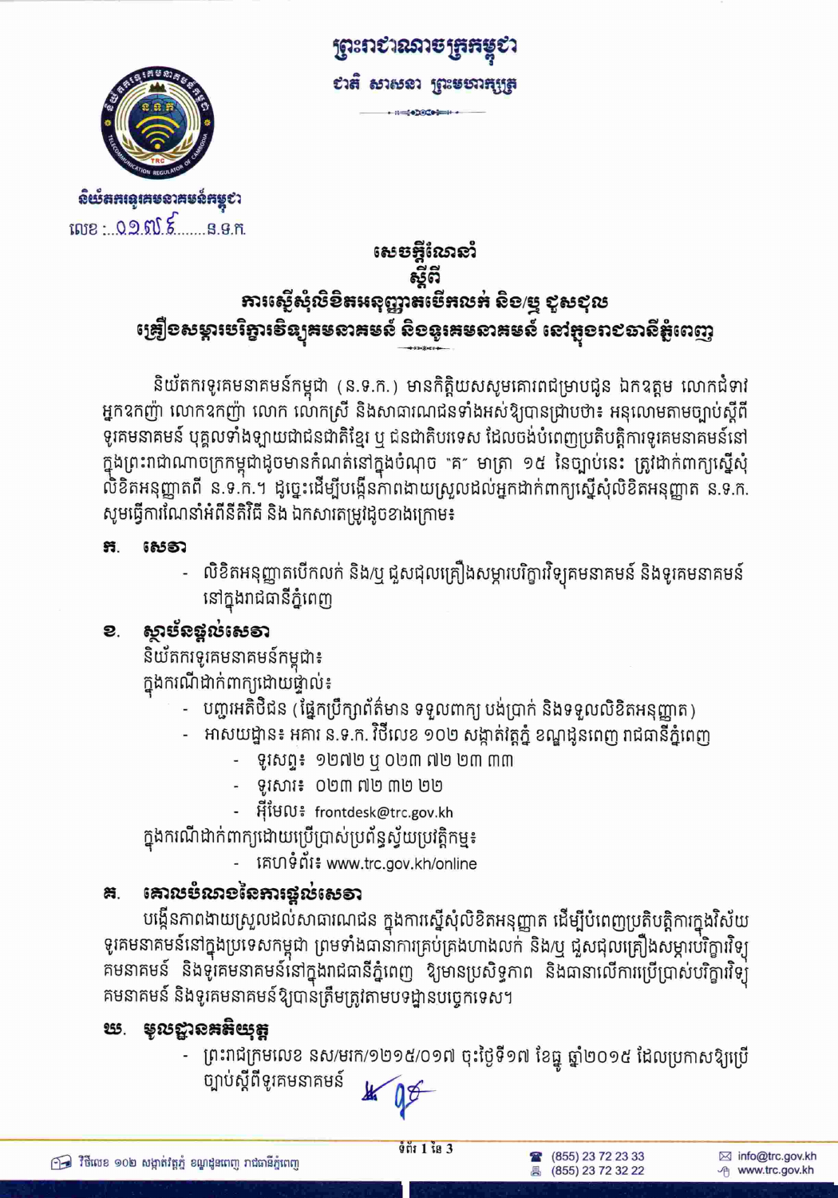ព្រះរាជាណាចក្រកម្ពុជា

ជាតិ សាសនា ព្រះមហាក្សត្រ

និយ័តករទូរគមនាគមន៍កម្ពុជា

លេខ :...០១៧៩......ន.ទ.ក.

# សេចក្តីណែនាំ
## ស្តីពី
## ការស្នើសុំលិខិតអនុញ្ញាតបើកលក់ និង/ឬ ជួសជុល គ្រឿងសម្ភារបរិក្ខារវិទ្យុគមនាគមន៍ និងទូរគមនាគមន៍ នៅក្នុងរាជធានីភ្នំពេញ

និយ័តករទូរគមនាគមន៍កម្ពុជា (ន.ទ.ក.) មានកិត្តិយសសូមគោរពជម្រាបជូន ឯកឧត្តម លោកជំទាវ អ្នកឧកញ៉ា លោកឧកញ៉ា លោក លោកស្រី និងសាធារណជនទាំងអស់ឱ្យបានជ្រាបថា៖ អនុលោមតាមច្បាប់ស្តីពីទូរគមនាគមន៍ បុគ្គលទាំងឡាយជាជនជាតិខ្មែរ ឬ ជនជាតិបរទេស ដែលចង់បំពេញប្រតិបត្តិការទូរគមនាគមន៍នៅក្នុងព្រះរាជាណាចក្រកម្ពុជាដូចមានកំណត់នៅក្នុងចំណុច "គ" មាត្រា ១៥ នៃច្បាប់នេះ ត្រូវដាក់ពាក្យស្នើសុំលិខិតអនុញ្ញាតពី ន.ទ.ក.។ ដូច្នេះដើម្បីបង្កើនភាពងាយស្រួលដល់អ្នកដាក់ពាក្យស្នើសុំលិខិតអនុញ្ញាត ន.ទ.ក. សូមធ្វើការណែនាំអំពីនីតិវិធី និង ឯកសារតម្រូវដូចខាងក្រោម៖

### ក. សេវា

- លិខិតអនុញ្ញាតបើកលក់ និង/ឬ ជួសជុលគ្រឿងសម្ភារបរិក្ខារវិទ្យុគមនាគមន៍ និងទូរគមនាគមន៍នៅក្នុងរាជធានីភ្នំពេញ

### ខ. ស្ថាប័នផ្តល់សេវា

និយ័តករទូរគមនាគមន៍កម្ពុជា៖

ក្នុងករណីដាក់ពាក្យដោយផ្ទាល់៖

- បញ្ជរអតិថិជន (ផ្នែកប្រឹក្សាព័ត៌មាន ទទួលពាក្យ បង់ប្រាក់ និងទទួលលិខិតអនុញ្ញាត)
- អាសយដ្ឋាន៖ អគារ ន.ទ.ក. វិថីលេខ ១០២ សង្កាត់វត្តភ្នំ ខណ្ឌដូនពេញ រាជធានីភ្នំពេញ
  - ទូរសព្ទ៖ ១២៧២ ឬ ០២៣ ៧២ ២៣ ៣៣
  - ទូរសារ៖ ០២៣ ៧២ ៣២ ២២
  - អ៊ីមែល៖ frontdesk@trc.gov.kh

ក្នុងករណីដាក់ពាក្យដោយប្រើប្រាស់ប្រព័ន្ធស្វ័យប្រវត្តិកម្ម៖

- គេហទំព័រ៖ www.trc.gov.kh/online

### គ. គោលបំណងនៃការផ្តល់សេវា

បង្កើនភាពងាយស្រួលដល់សាធារណជន ក្នុងការស្នើសុំលិខិតអនុញ្ញាត ដើម្បីបំពេញប្រតិបត្តិការក្នុងវិស័យទូរគមនាគមន៍នៅក្នុងប្រទេសកម្ពុជា ព្រមទាំងធានាការគ្រប់គ្រងហាងលក់ និង/ឬ ជួសជុលគ្រឿងសម្ភារបរិក្ខារវិទ្យុគមនាគមន៍ និងទូរគមនាគមន៍នៅក្នុងរាជធានីភ្នំពេញ ឱ្យមានប្រសិទ្ធភាព និងធានាលើការប្រើប្រាស់បរិក្ខារវិទ្យុគមនាគមន៍ និងទូរគមនាគមន៍ឱ្យបានត្រឹមត្រូវតាមបទដ្ឋានបច្ចេកទេស។

### ឃ. មូលដ្ឋានគតិយុត្ត

- ព្រះរាជក្រមលេខ នស/រកម/១២១៥/០១៧ ចុះថ្ងៃទី១៧ ខែធ្នូ ឆ្នាំ២០១៥ ដែលប្រកាសឱ្យប្រើច្បាប់ស្តីពីទូរគមនាគមន៍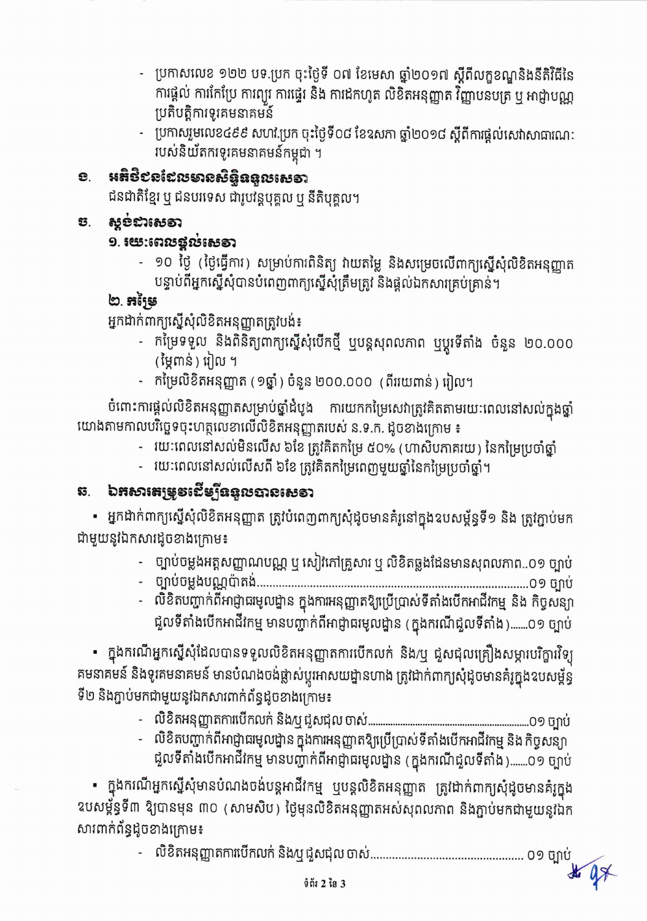- ប្រកាសលេខ ១៧២ បទ.ប្រក ចុះថ្ងៃទី ០៧ ខែមេសា ឆ្នាំ២០១៧ ស្តីពីលក្ខខណ្ឌនិងនីតិវិធីនៃការផ្តល់ ការកែប្រែ ការព្យួរ ការផ្ទេរ និង ការដកហូត លិខិតអនុញ្ញាត វិញ្ញាបនបត្រ ឬ អាជ្ញាបណ្ណប្រតិបត្តិការទូរគមនាគមន៍
- ប្រកាសរួមលេខ៤៩៩ សហវ.ប្រក ចុះថ្ងៃទី០៨ ខែឧសភា ឆ្នាំ២០១៨ ស្តីពីការផ្តល់សេវាសាធារណៈរបស់និយ័តករទូរគមនាគមន៍កម្ពុជា ។

## ខ. អតិថិជនដែលមានសិទ្ធិទទួលសេវា

ជនជាតិខ្មែរ ឬ ជនបរទេស ជារូបវន្តបុគ្គល ឬ នីតិបុគ្គល។

## គ. ស្តង់ដារសេវា

### ១. រយៈពេលផ្តល់សេវា

- ១០ ថ្ងៃ (ថ្ងៃធ្វើការ) សម្រាប់ការពិនិត្យ វាយតម្លៃ និងសម្រេចលើពាក្យស្នើសុំលិខិតអនុញ្ញាត បន្ទាប់ពីអ្នកស្នើសុំបានបំពេញពាក្យស្នើសុំត្រឹមត្រូវ និងផ្តល់ឯកសារគ្រប់គ្រាន់។

### ២. កម្រៃ

អ្នកដាក់ពាក្យស្នើសុំលិខិតអនុញ្ញាតត្រូវបង់៖

- កម្រៃទទួល និងពិនិត្យពាក្យស្នើសុំបើកថ្មី ឬបន្តសុពលភាព ឬប្តូរទីតាំង ចំនួន ២០.០០០ (ម្ភៃពាន់) រៀល ។
- កម្រៃលិខិតអនុញ្ញាត (១ឆ្នាំ) ចំនួន ២០០.០០០ (ពីរយពាន់) រៀល។

ចំពោះការផ្តល់លិខិតអនុញ្ញាតសម្រាប់ឆ្នាំដំបូង ការយកកម្រៃសេវាត្រូវគិតតាមរយៈពេលនៅសល់ក្នុងឆ្នាំ យោងតាមកាលបរិច្ឆេទចុះហត្ថលេខាលើលិខិតអនុញ្ញាតរបស់ ន.ទ.ក. ដូចខាងក្រោម ៖

- រយៈពេលនៅសល់មិនលើស ៦ខែ ត្រូវគិតកម្រៃ ៥០% (ហាសិបភាគរយ) នៃកម្រៃប្រចាំឆ្នាំ
- រយៈពេលនៅសល់លើសពី ៦ខែ ត្រូវគិតកម្រៃពេញមួយឆ្នាំនៃកម្រៃប្រចាំឆ្នាំ។

## ឃ. ឯកសារតម្រូវដើម្បីទទួលបានសេវា

▪ អ្នកដាក់ពាក្យស្នើសុំលិខិតអនុញ្ញាត ត្រូវបំពេញពាក្យសុំដូចមានគំរូនៅក្នុងឧបសម្ព័ន្ធទី១ និង ត្រូវភ្ជាប់មកជាមួយនូវឯកសារដូចខាងក្រោម៖

- ច្បាប់ចម្លងអត្តសញ្ញាណប័ណ្ណ ឬ សៀវភៅគ្រួសារ ឬ លិខិតឆ្លងដែនមានសុពលភាព..០១ ច្បាប់
- ច្បាប់ចម្លងប័ណ្ណប៉ាតង់.......................................................................................០១ ច្បាប់
- លិខិតបញ្ជាក់ពីអាជ្ញាធរមូលដ្ឋាន ក្នុងការអនុញ្ញាតឱ្យប្រើប្រាស់ទីតាំងបើកអាជីវកម្ម និង កិច្ចសន្យាជួលទីតាំងបើកអាជីវកម្ម មានបញ្ជាក់ពីអាជ្ញាធរមូលដ្ឋាន (ក្នុងករណីជួលទីតាំង).......០១ ច្បាប់

▪ ក្នុងករណីអ្នកស្នើសុំដែលបានទទួលលិខិតអនុញ្ញាតការបើកលក់ និង/ឬ ជួសជុលគ្រឿងសម្ភារបរិក្ខារវិទ្យុគមនាគមន៍ និងទូរគមនាគមន៍ មានបំណងចង់ផ្លាស់ប្តូរអាសយដ្ឋានហាង ត្រូវដាក់ពាក្យសុំដូចមានគំរូក្នុងឧបសម្ព័ន្ធទី២ និងភ្ជាប់មកជាមួយនូវឯកសារពាក់ព័ន្ធដូចខាងក្រោម៖

- លិខិតអនុញ្ញាតការបើកលក់ និង/ឬ ជួសជុល ចាស់.................................................................០១ ច្បាប់
- លិខិតបញ្ជាក់ពីអាជ្ញាធរមូលដ្ឋាន ក្នុងការអនុញ្ញាតឱ្យប្រើប្រាស់ទីតាំងបើកអាជីវកម្ម និង កិច្ចសន្យាជួលទីតាំងបើកអាជីវកម្ម មានបញ្ជាក់ពីអាជ្ញាធរមូលដ្ឋាន (ក្នុងករណីជួលទីតាំង).......០១ ច្បាប់

▪ ក្នុងករណីអ្នកស្នើសុំមានបំណងចង់បន្តអាជីវកម្ម ឬបន្តលិខិតអនុញ្ញាត ត្រូវដាក់ពាក្យសុំដូចមានគំរូក្នុងឧបសម្ព័ន្ធទី៣ ឱ្យបានមុន ៣០ (សាមសិប) ថ្ងៃមុនលិខិតអនុញ្ញាតអស់សុពលភាព និងភ្ជាប់មកជាមួយនូវឯកសារពាក់ព័ន្ធដូចខាងក្រោម៖

- លិខិតអនុញ្ញាតការបើកលក់ និង/ឬ ជួសជុល ចាស់................................................. ០១ ច្បាប់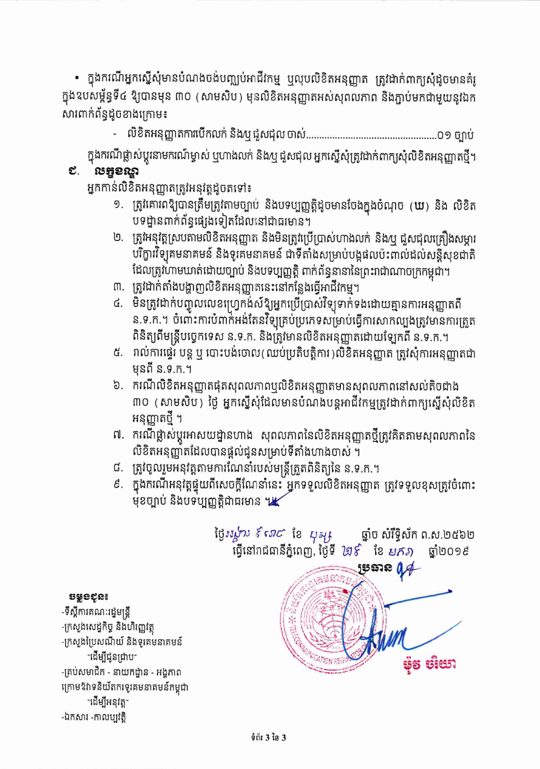▪ ក្នុងករណីអ្នកស្នើសុំមានបំណងចង់បញ្ឈប់អាជីវកម្ម ឬលុបលិខិតអនុញ្ញាត ត្រូវដាក់ពាក្យសុំដូចមានគំរូក្នុងឧបសម្ព័ន្ធទី៤ ឱ្យបានមុន ៣០ (សាមសិប) មុនលិខិតអនុញ្ញាតអស់សុពលភាព និងភ្ជាប់មកជាមួយនូវឯកសារពាក់ព័ន្ធដូចខាងក្រោម៖

- លិខិតអនុញ្ញាតការបើកលក់ និង/ឬ ជួសជុល ចាស់..................................................០១ ច្បាប់

ក្នុងករណីផ្លាស់ប្តូរនាមករណ៍ម្ចាស់ ឬហាងលក់ និង/ឬ ជួសជុល អ្នកស្នើសុំត្រូវដាក់ពាក្យសុំលិខិតអនុញ្ញាតថ្មី។

## ង. លក្ខខណ្ឌ

អ្នកកាន់លិខិតអនុញ្ញាតត្រូវអនុវត្តដូចតទៅ៖

១. ត្រូវគោរពឱ្យបានត្រឹមត្រូវតាមច្បាប់ និងបទប្បញ្ញត្តិដូចមានចែងក្នុងចំណុច (ឃ) និង លិខិតបទដ្ឋានពាក់ព័ន្ធផ្សេងទៀតដែលនៅជាធរមាន។

២. ត្រូវអនុវត្តស្របតាមលិខិតអនុញ្ញាត និងមិនត្រូវប្រើប្រាស់ហាងលក់ និង/ឬ ជួសជុលគ្រឿងសម្ភារបរិក្ខារវិទ្យុគមនាគមន៍ និងទូរគមនាគមន៍ ជាទីតាំងសម្រាប់បង្កផលប៉ះពាល់ដល់សន្តិសុខជាតិដែលត្រូវហាមឃាត់ដោយច្បាប់ និងបទប្បញ្ញត្តិ ពាក់ព័ន្ធនានានៃព្រះរាជាណាចក្រកម្ពុជា។

៣. ត្រូវដាក់តាំងបង្ហាញលិខិតអនុញ្ញាតនេះនៅកន្លែងធ្វើអាជីវកម្ម។

៤. មិនត្រូវដាក់បញ្ចូលលេខហ្វេកង់ស៍ឱ្យអ្នកប្រើប្រាស់វិទ្យុទាក់ទងដោយគ្មានការអនុញ្ញាតពី ន.ទ.ក.។ ចំពោះការបំពាក់អង់តែនវិទ្យុគ្រប់ប្រភេទសម្រាប់ធ្វើការសាកល្បងត្រូវមានការត្រួតពិនិត្យពីមន្ត្រីបច្ចេកទេស ន.ទ.ក. និងត្រូវមានលិខិតអនុញ្ញាតដោយឡែកពី ន.ទ.ក.។

៥. រាល់ការផ្ទេរ បន្ត ឬ បោះបង់ចោល(ឈប់ប្រតិបត្តិការ)លិខិតអនុញ្ញាត ត្រូវសុំការអនុញ្ញាតជាមុនពី ន.ទ.ក.។

៦. ករណីលិខិតអនុញ្ញាតផុតសុពលភាពឬលិខិតអនុញ្ញាតមានសុពលភាពនៅសល់តិចជាង ៣០ (សាមសិប) ថ្ងៃ អ្នកស្នើសុំដែលមានបំណងបន្តអាជីវកម្មត្រូវដាក់ពាក្យស្នើសុំលិខិតអនុញ្ញាតថ្មី ។

៧. ករណីផ្លាស់ប្តូរអាសយដ្ឋានហាង សុពលភាពនៃលិខិតអនុញ្ញាតថ្មីត្រូវគិតតាមសុពលភាពនៃលិខិតអនុញ្ញាតដែលបានផ្តល់ជូនសម្រាប់ទីតាំងហាងចាស់ ។

៨. ត្រូវចូលរួមអនុវត្តតាមការណែនាំរបស់មន្ត្រីត្រួតពិនិត្យនៃ ន.ទ.ក.។

៩. ក្នុងករណីអនុវត្តផ្ទុយពីសេចក្តីណែនាំនេះ អ្នកទទួលលិខិតអនុញ្ញាត ត្រូវទទួលខុសត្រូវចំពោះមុខច្បាប់ និងបទប្បញ្ញត្តិជាធរមាន ។

ថ្ងៃព្រហស្បតិ៍ ៨រោច ខែ បុស្ស ឆ្នាំច សំរឹទ្ធិស័ក ព.ស.២៥៦២
ធ្វើនៅរាជធានីភ្នំពេញ, ថ្ងៃទី ២៥ ខែ មករា ឆ្នាំ២០១៩

**ប្រធាន**

**ម៉ុង ចរិយា**

**ចម្លងជូន៖**

- ទីស្តីការគណៈរដ្ឋមន្ត្រី
- ក្រសួងសេដ្ឋកិច្ច និងហិរញ្ញវត្ថុ
- ក្រសួងប្រៃសណីយ៍ និងទូរគមនាគមន៍
  "ដើម្បីជូនជ្រាប"
- គ្រប់សមាជិក - នាយកដ្ឋាន - អង្គភាពក្រោមឱវាទនិយ័តករទូរគមនាគមន៍កម្ពុជា
  "ដើម្បីអនុវត្ត"
- ឯកសារ -កាលប្បវត្តិ